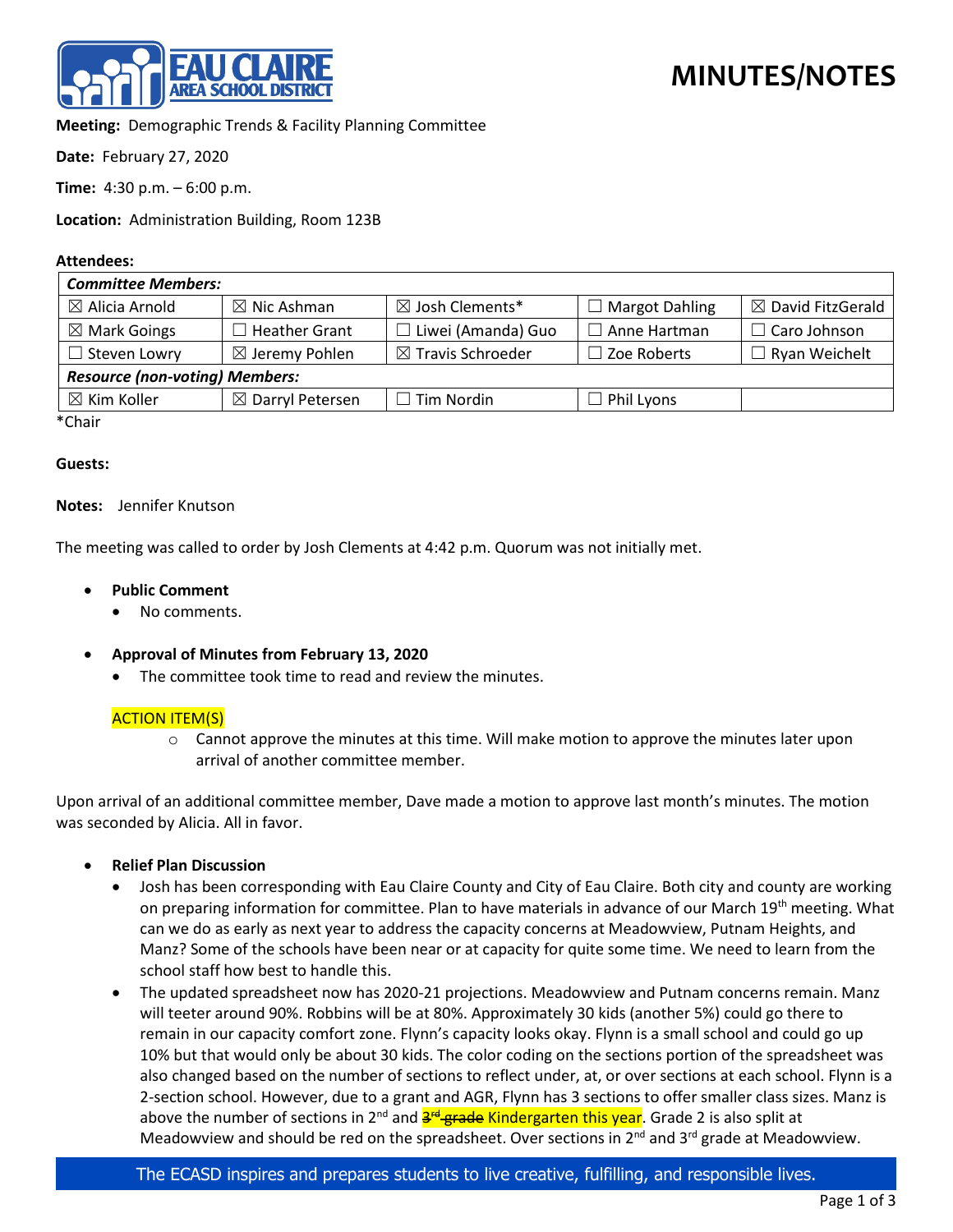**MINUTES/NOTES**

**Meeting:** Demographic Trends & Facility Planning Committee

**Date:** February 27, 2020

**Time:** 4:30 p.m. – 6:00 p.m.

**Location:** Administration Building, Room 123B

**Attendees:**

| ***Committee Members:*** | | | | |
|---|---|---|---|---|
| ☒ Alicia Arnold | ☒ Nic Ashman | ☒ Josh Clements* | ☐ Margot Dahling | ☒ David FitzGerald |
| ☒ Mark Goings | ☐ Heather Grant | ☐ Liwei (Amanda) Guo | ☐ Anne Hartman | ☐ Caro Johnson |
| ☐ Steven Lowry | ☒ Jeremy Pohlen | ☒ Travis Schroeder | ☐ Zoe Roberts | ☐ Ryan Weichelt |
| ***Resource (non-voting) Members:*** | | | | |
| ☒ Kim Koller | ☒ Darryl Petersen | ☐ Tim Nordin | ☐ Phil Lyons | |

*Chair

**Guests:**

**Notes:** Jennifer Knutson

The meeting was called to order by Josh Clements at 4:42 p.m. Quorum was not initially met.

- **Public Comment**
  - No comments.

- **Approval of Minutes from February 13, 2020**
  - The committee took time to read and review the minutes.

  ACTION ITEM(S)
  - Cannot approve the minutes at this time. Will make motion to approve the minutes later upon arrival of another committee member.

Upon arrival of an additional committee member, Dave made a motion to approve last month's minutes. The motion was seconded by Alicia. All in favor.

- **Relief Plan Discussion**
  - Josh has been corresponding with Eau Claire County and City of Eau Claire. Both city and county are working on preparing information for committee. Plan to have materials in advance of our March 19th meeting. What can we do as early as next year to address the capacity concerns at Meadowview, Putnam Heights, and Manz? Some of the schools have been near or at capacity for quite some time. We need to learn from the school staff how best to handle this.
  - The updated spreadsheet now has 2020-21 projections. Meadowview and Putnam concerns remain. Manz will teeter around 90%. Robbins will be at 80%. Approximately 30 kids (another 5%) could go there to remain in our capacity comfort zone. Flynn's capacity looks okay. Flynn is a small school and could go up 10% but that would only be about 30 kids. The color coding on the sections portion of the spreadsheet was also changed based on the number of sections to reflect under, at, or over sections at each school. Flynn is a 2-section school. However, due to a grant and AGR, Flynn has 3 sections to offer smaller class sizes. Manz is above the number of sections in 2nd and ~~3rd grade~~ Kindergarten this year. Grade 2 is also split at Meadowview and should be red on the spreadsheet. Over sections in 2nd and 3rd grade at Meadowview.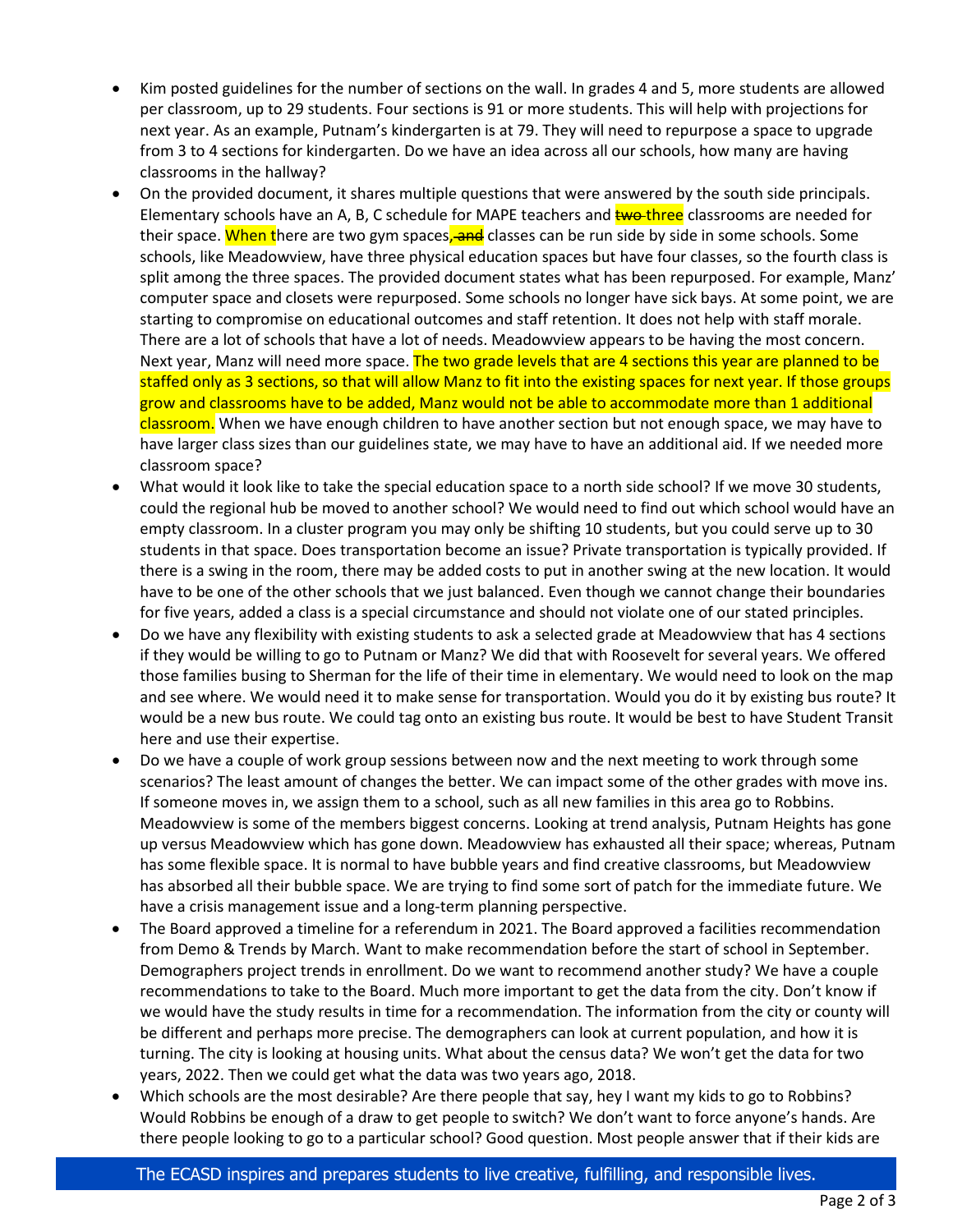- Kim posted guidelines for the number of sections on the wall. In grades 4 and 5, more students are allowed per classroom, up to 29 students. Four sections is 91 or more students. This will help with projections for next year. As an example, Putnam's kindergarten is at 79. They will need to repurpose a space to upgrade from 3 to 4 sections for kindergarten. Do we have an idea across all our schools, how many are having classrooms in the hallway?
- On the provided document, it shares multiple questions that were answered by the south side principals. Elementary schools have an A, B, C schedule for MAPE teachers and ~~two~~ three classrooms are needed for their space. When there are two gym spaces~~, and~~ classes can be run side by side in some schools. Some schools, like Meadowview, have three physical education spaces but have four classes, so the fourth class is split among the three spaces. The provided document states what has been repurposed. For example, Manz' computer space and closets were repurposed. Some schools no longer have sick bays. At some point, we are starting to compromise on educational outcomes and staff retention. It does not help with staff morale. There are a lot of schools that have a lot of needs. Meadowview appears to be having the most concern. Next year, Manz will need more space. The two grade levels that are 4 sections this year are planned to be staffed only as 3 sections, so that will allow Manz to fit into the existing spaces for next year. If those groups grow and classrooms have to be added, Manz would not be able to accommodate more than 1 additional classroom. When we have enough children to have another section but not enough space, we may have to have larger class sizes than our guidelines state, we may have to have an additional aid. If we needed more classroom space?
- What would it look like to take the special education space to a north side school? If we move 30 students, could the regional hub be moved to another school? We would need to find out which school would have an empty classroom. In a cluster program you may only be shifting 10 students, but you could serve up to 30 students in that space. Does transportation become an issue? Private transportation is typically provided. If there is a swing in the room, there may be added costs to put in another swing at the new location. It would have to be one of the other schools that we just balanced. Even though we cannot change their boundaries for five years, added a class is a special circumstance and should not violate one of our stated principles.
- Do we have any flexibility with existing students to ask a selected grade at Meadowview that has 4 sections if they would be willing to go to Putnam or Manz? We did that with Roosevelt for several years. We offered those families busing to Sherman for the life of their time in elementary. We would need to look on the map and see where. We would need it to make sense for transportation. Would you do it by existing bus route? It would be a new bus route. We could tag onto an existing bus route. It would be best to have Student Transit here and use their expertise.
- Do we have a couple of work group sessions between now and the next meeting to work through some scenarios? The least amount of changes the better. We can impact some of the other grades with move ins. If someone moves in, we assign them to a school, such as all new families in this area go to Robbins. Meadowview is some of the members biggest concerns. Looking at trend analysis, Putnam Heights has gone up versus Meadowview which has gone down. Meadowview has exhausted all their space; whereas, Putnam has some flexible space. It is normal to have bubble years and find creative classrooms, but Meadowview has absorbed all their bubble space. We are trying to find some sort of patch for the immediate future. We have a crisis management issue and a long-term planning perspective.
- The Board approved a timeline for a referendum in 2021. The Board approved a facilities recommendation from Demo & Trends by March. Want to make recommendation before the start of school in September. Demographers project trends in enrollment. Do we want to recommend another study? We have a couple recommendations to take to the Board. Much more important to get the data from the city. Don't know if we would have the study results in time for a recommendation. The information from the city or county will be different and perhaps more precise. The demographers can look at current population, and how it is turning. The city is looking at housing units. What about the census data? We won't get the data for two years, 2022. Then we could get what the data was two years ago, 2018.
- Which schools are the most desirable? Are there people that say, hey I want my kids to go to Robbins? Would Robbins be enough of a draw to get people to switch? We don't want to force anyone's hands. Are there people looking to go to a particular school? Good question. Most people answer that if their kids are

The ECASD inspires and prepares students to live creative, fulfilling, and responsible lives.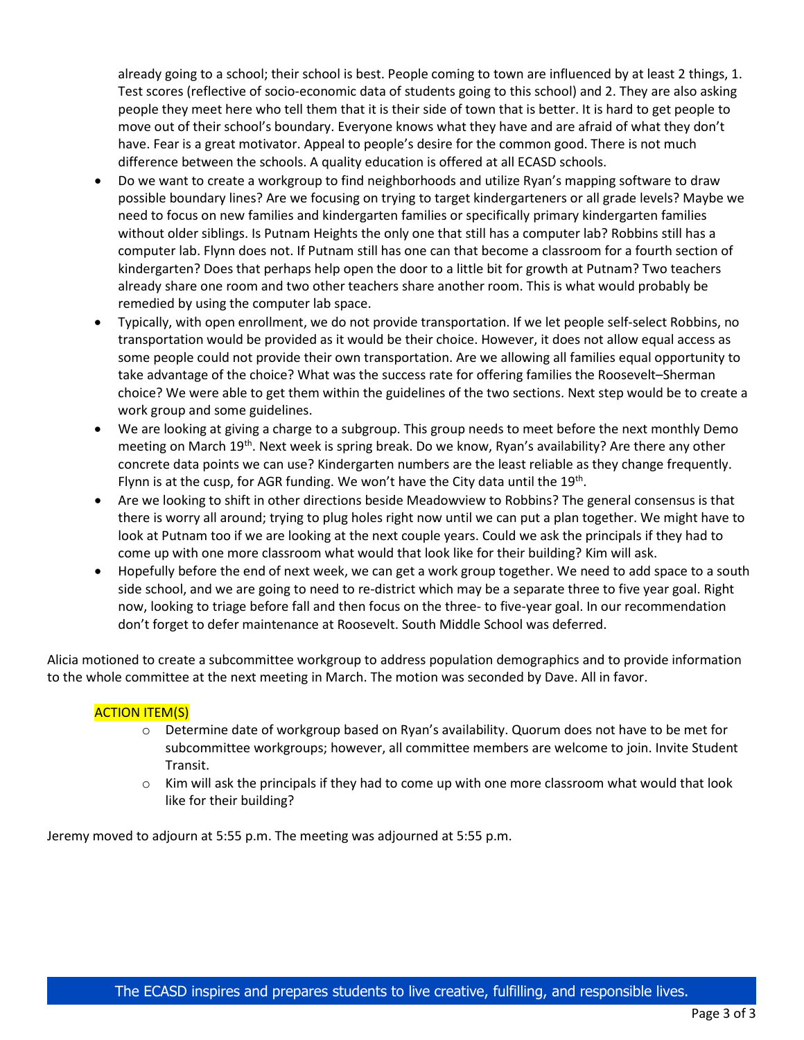already going to a school; their school is best. People coming to town are influenced by at least 2 things, 1. Test scores (reflective of socio-economic data of students going to this school) and 2. They are also asking people they meet here who tell them that it is their side of town that is better. It is hard to get people to move out of their school's boundary. Everyone knows what they have and are afraid of what they don't have. Fear is a great motivator. Appeal to people's desire for the common good. There is not much difference between the schools. A quality education is offered at all ECASD schools.

- Do we want to create a workgroup to find neighborhoods and utilize Ryan's mapping software to draw possible boundary lines? Are we focusing on trying to target kindergarteners or all grade levels? Maybe we need to focus on new families and kindergarten families or specifically primary kindergarten families without older siblings. Is Putnam Heights the only one that still has a computer lab? Robbins still has a computer lab. Flynn does not. If Putnam still has one can that become a classroom for a fourth section of kindergarten? Does that perhaps help open the door to a little bit for growth at Putnam? Two teachers already share one room and two other teachers share another room. This is what would probably be remedied by using the computer lab space.
- Typically, with open enrollment, we do not provide transportation. If we let people self-select Robbins, no transportation would be provided as it would be their choice. However, it does not allow equal access as some people could not provide their own transportation. Are we allowing all families equal opportunity to take advantage of the choice? What was the success rate for offering families the Roosevelt–Sherman choice? We were able to get them within the guidelines of the two sections. Next step would be to create a work group and some guidelines.
- We are looking at giving a charge to a subgroup. This group needs to meet before the next monthly Demo meeting on March 19th. Next week is spring break. Do we know, Ryan's availability? Are there any other concrete data points we can use? Kindergarten numbers are the least reliable as they change frequently. Flynn is at the cusp, for AGR funding. We won't have the City data until the 19th.
- Are we looking to shift in other directions beside Meadowview to Robbins? The general consensus is that there is worry all around; trying to plug holes right now until we can put a plan together. We might have to look at Putnam too if we are looking at the next couple years. Could we ask the principals if they had to come up with one more classroom what would that look like for their building? Kim will ask.
- Hopefully before the end of next week, we can get a work group together. We need to add space to a south side school, and we are going to need to re-district which may be a separate three to five year goal. Right now, looking to triage before fall and then focus on the three- to five-year goal. In our recommendation don't forget to defer maintenance at Roosevelt. South Middle School was deferred.

Alicia motioned to create a subcommittee workgroup to address population demographics and to provide information to the whole committee at the next meeting in March. The motion was seconded by Dave. All in favor.

ACTION ITEM(S)

- Determine date of workgroup based on Ryan's availability. Quorum does not have to be met for subcommittee workgroups; however, all committee members are welcome to join. Invite Student Transit.
- Kim will ask the principals if they had to come up with one more classroom what would that look like for their building?

Jeremy moved to adjourn at 5:55 p.m. The meeting was adjourned at 5:55 p.m.

The ECASD inspires and prepares students to live creative, fulfilling, and responsible lives.